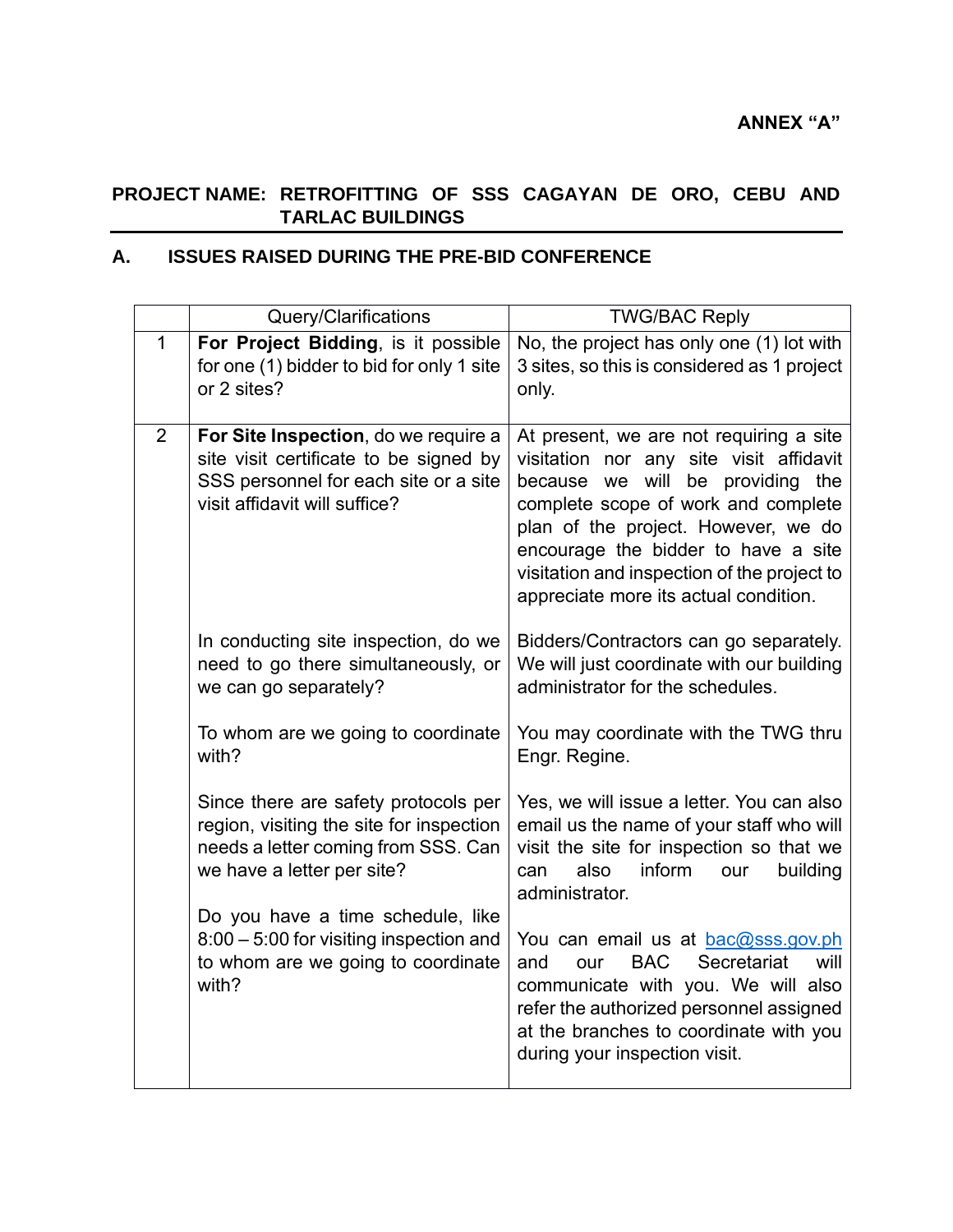**ANNEX "A"**

**PROJECT NAME: RETROFITTING OF SSS CAGAYAN DE ORO, CEBU AND TARLAC BUILDINGS**

## A. ISSUES RAISED DURING THE PRE-BID CONFERENCE

| | Query/Clarifications | TWG/BAC Reply |
|---|---|---|
| 1 | **For Project Bidding**, is it possible for one (1) bidder to bid for only 1 site or 2 sites? | No, the project has only one (1) lot with 3 sites, so this is considered as 1 project only. |
| 2 | **For Site Inspection**, do we require a site visit certificate to be signed by SSS personnel for each site or a site visit affidavit will suffice? | At present, we are not requiring a site visitation nor any site visit affidavit because we will be providing the complete scope of work and complete plan of the project. However, we do encourage the bidder to have a site visitation and inspection of the project to appreciate more its actual condition. |
| | In conducting site inspection, do we need to go there simultaneously, or we can go separately? | Bidders/Contractors can go separately. We will just coordinate with our building administrator for the schedules. |
| | To whom are we going to coordinate with? | You may coordinate with the TWG thru Engr. Regine. |
| | Since there are safety protocols per region, visiting the site for inspection needs a letter coming from SSS. Can we have a letter per site? | Yes, we will issue a letter. You can also email us the name of your staff who will visit the site for inspection so that we can also inform our building administrator. |
| | Do you have a time schedule, like 8:00 – 5:00 for visiting inspection and to whom are we going to coordinate with? | You can email us at bac@sss.gov.ph and our BAC Secretariat will communicate with you. We will also refer the authorized personnel assigned at the branches to coordinate with you during your inspection visit. |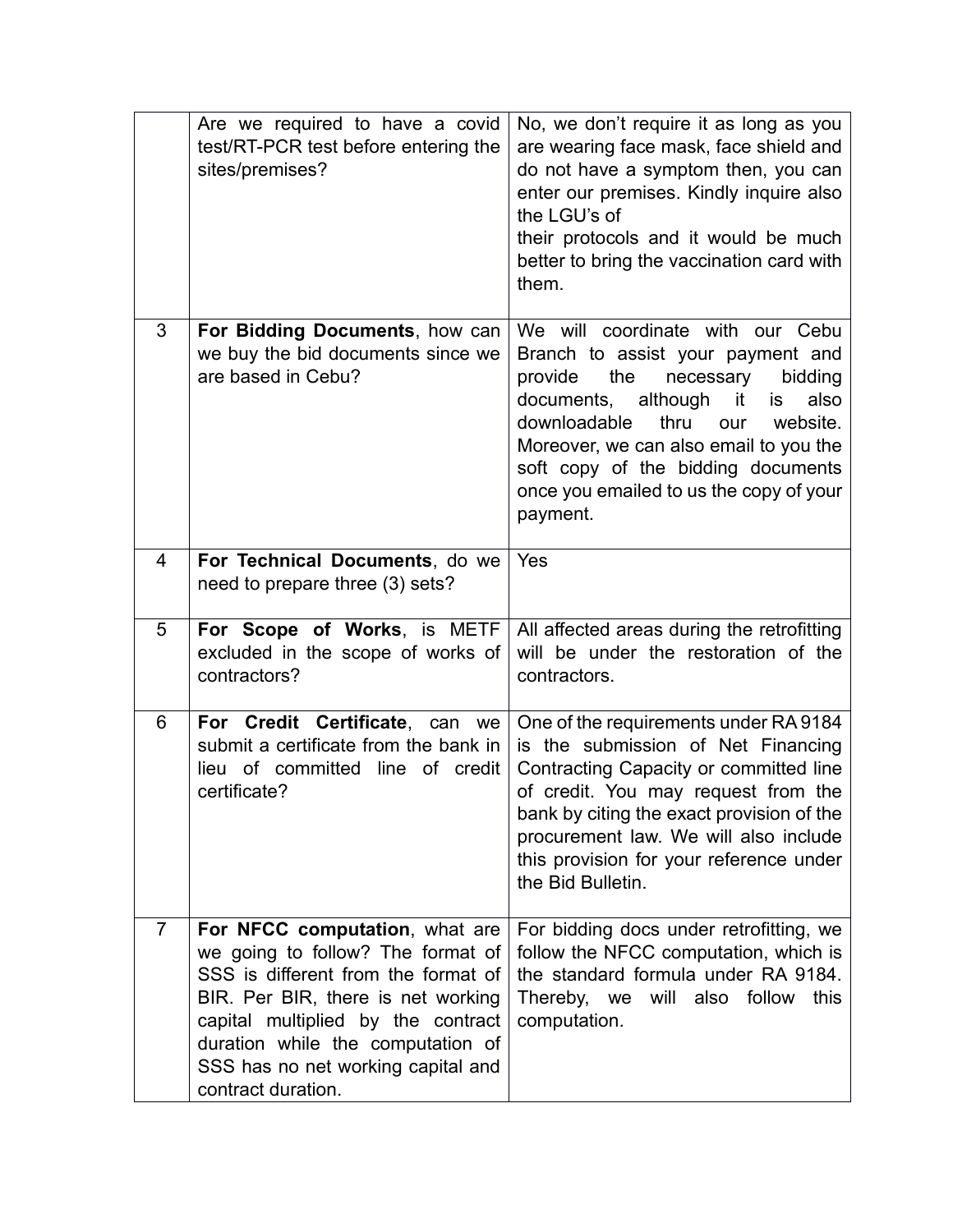| | | |
|---|---|---|
| | Are we required to have a covid test/RT-PCR test before entering the sites/premises? | No, we don't require it as long as you are wearing face mask, face shield and do not have a symptom then, you can enter our premises. Kindly inquire also the LGU's of their protocols and it would be much better to bring the vaccination card with them. |
| 3 | **For Bidding Documents**, how can we buy the bid documents since we are based in Cebu? | We will coordinate with our Cebu Branch to assist your payment and provide the necessary bidding documents, although it is also downloadable thru our website. Moreover, we can also email to you the soft copy of the bidding documents once you emailed to us the copy of your payment. |
| 4 | **For Technical Documents**, do we need to prepare three (3) sets? | Yes |
| 5 | **For Scope of Works**, is METF excluded in the scope of works of contractors? | All affected areas during the retrofitting will be under the restoration of the contractors. |
| 6 | **For Credit Certificate**, can we submit a certificate from the bank in lieu of committed line of credit certificate? | One of the requirements under RA 9184 is the submission of Net Financing Contracting Capacity or committed line of credit. You may request from the bank by citing the exact provision of the procurement law. We will also include this provision for your reference under the Bid Bulletin. |
| 7 | **For NFCC computation**, what are we going to follow? The format of SSS is different from the format of BIR. Per BIR, there is net working capital multiplied by the contract duration while the computation of SSS has no net working capital and contract duration. | For bidding docs under retrofitting, we follow the NFCC computation, which is the standard formula under RA 9184. Thereby, we will also follow this computation. |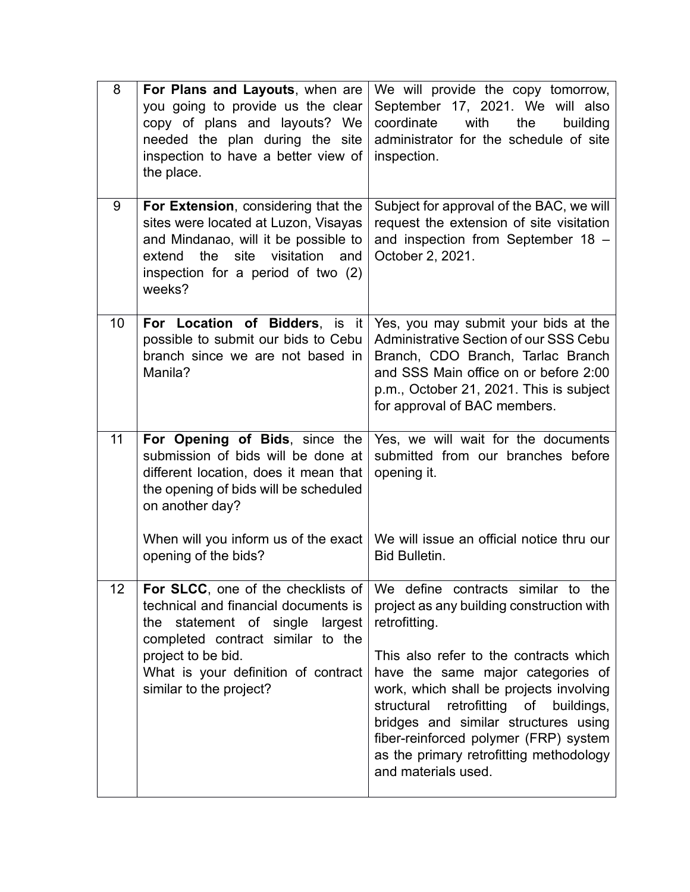| | | |
|---|---|---|
| 8 | **For Plans and Layouts**, when are you going to provide us the clear copy of plans and layouts? We needed the plan during the site inspection to have a better view of the place. | We will provide the copy tomorrow, September 17, 2021. We will also coordinate with the building administrator for the schedule of site inspection. |
| 9 | **For Extension**, considering that the sites were located at Luzon, Visayas and Mindanao, will it be possible to extend the site visitation and inspection for a period of two (2) weeks? | Subject for approval of the BAC, we will request the extension of site visitation and inspection from September 18 – October 2, 2021. |
| 10 | **For Location of Bidders**, is it possible to submit our bids to Cebu branch since we are not based in Manila? | Yes, you may submit your bids at the Administrative Section of our SSS Cebu Branch, CDO Branch, Tarlac Branch and SSS Main office on or before 2:00 p.m., October 21, 2021. This is subject for approval of BAC members. |
| 11 | **For Opening of Bids**, since the submission of bids will be done at different location, does it mean that the opening of bids will be scheduled on another day?<br><br>When will you inform us of the exact opening of the bids? | Yes, we will wait for the documents submitted from our branches before opening it.<br><br>We will issue an official notice thru our Bid Bulletin. |
| 12 | **For SLCC**, one of the checklists of technical and financial documents is the statement of single largest completed contract similar to the project to be bid.<br>What is your definition of contract similar to the project? | We define contracts similar to the project as any building construction with retrofitting.<br><br>This also refer to the contracts which have the same major categories of work, which shall be projects involving structural retrofitting of buildings, bridges and similar structures using fiber-reinforced polymer (FRP) system as the primary retrofitting methodology and materials used. |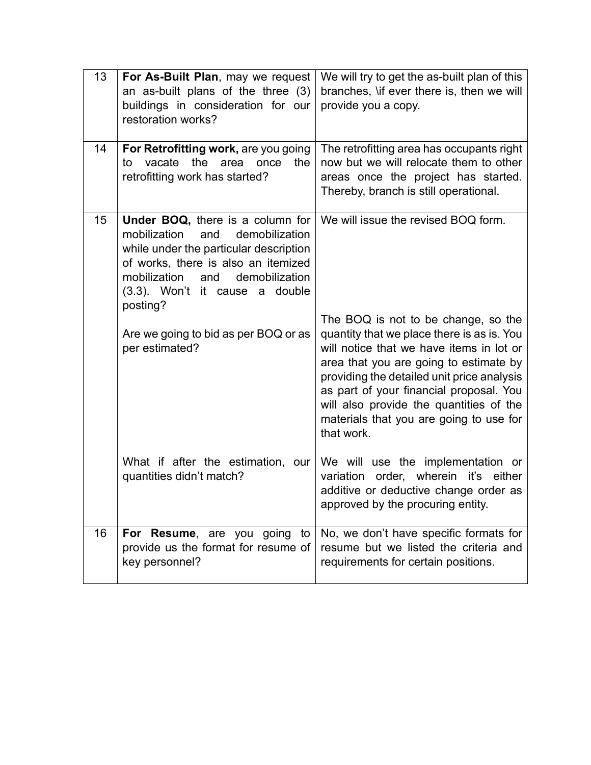| 13 | **For As-Built Plan**, may we request an as-built plans of the three (3) buildings in consideration for our restoration works? | We will try to get the as-built plan of this branches, \if ever there is, then we will provide you a copy. |
|---|---|---|
| 14 | **For Retrofitting work,** are you going to vacate the area once the retrofitting work has started? | The retrofitting area has occupants right now but we will relocate them to other areas once the project has started. Thereby, branch is still operational. |
| 15 | **Under BOQ,** there is a column for mobilization and demobilization while under the particular description of works, there is also an itemized mobilization and demobilization (3.3). Won't it cause a double posting? | We will issue the revised BOQ form. |
| | Are we going to bid as per BOQ or as per estimated? | The BOQ is not to be change, so the quantity that we place there is as is. You will notice that we have items in lot or area that you are going to estimate by providing the detailed unit price analysis as part of your financial proposal. You will also provide the quantities of the materials that you are going to use for that work. |
| | What if after the estimation, our quantities didn't match? | We will use the implementation or variation order, wherein it's either additive or deductive change order as approved by the procuring entity. |
| 16 | **For Resume**, are you going to provide us the format for resume of key personnel? | No, we don't have specific formats for resume but we listed the criteria and requirements for certain positions. |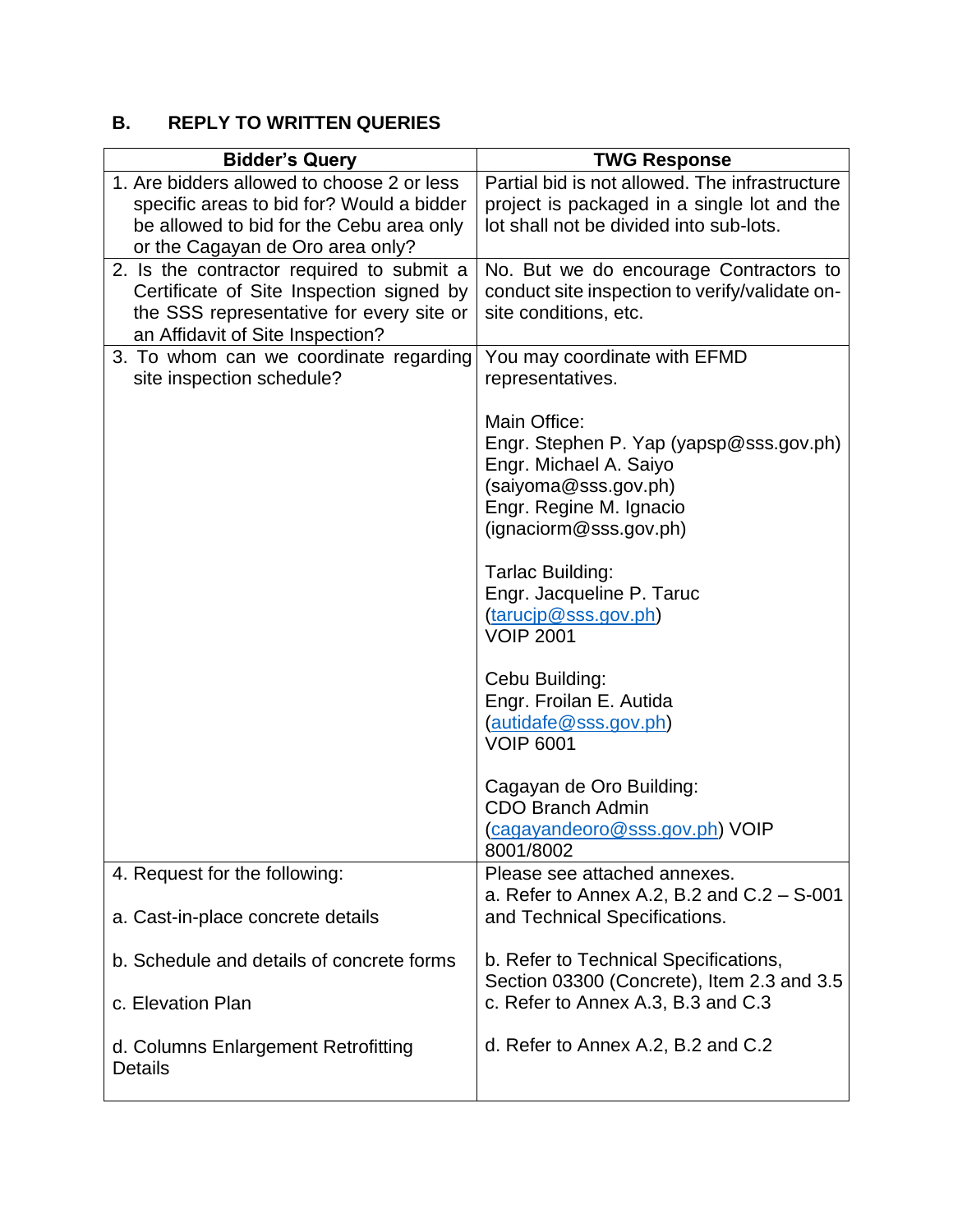## B. REPLY TO WRITTEN QUERIES

| Bidder's Query | TWG Response |
|---|---|
| 1. Are bidders allowed to choose 2 or less specific areas to bid for? Would a bidder be allowed to bid for the Cebu area only or the Cagayan de Oro area only? | Partial bid is not allowed. The infrastructure project is packaged in a single lot and the lot shall not be divided into sub-lots. |
| 2. Is the contractor required to submit a Certificate of Site Inspection signed by the SSS representative for every site or an Affidavit of Site Inspection? | No. But we do encourage Contractors to conduct site inspection to verify/validate on-site conditions, etc. |
| 3. To whom can we coordinate regarding site inspection schedule? | You may coordinate with EFMD representatives.<br><br>Main Office:<br>Engr. Stephen P. Yap (yapsp@sss.gov.ph)<br>Engr. Michael A. Saiyo (saiyoma@sss.gov.ph)<br>Engr. Regine M. Ignacio (ignaciorm@sss.gov.ph)<br><br>Tarlac Building:<br>Engr. Jacqueline P. Taruc (tarucjp@sss.gov.ph)<br>VOIP 2001<br><br>Cebu Building:<br>Engr. Froilan E. Autida (autidafe@sss.gov.ph)<br>VOIP 6001<br><br>Cagayan de Oro Building:<br>CDO Branch Admin (cagayandeoro@sss.gov.ph) VOIP 8001/8002 |
| 4. Request for the following:<br><br>a. Cast-in-place concrete details<br><br>b. Schedule and details of concrete forms<br><br>c. Elevation Plan<br><br>d. Columns Enlargement Retrofitting Details | Please see attached annexes.<br>a. Refer to Annex A.2, B.2 and C.2 – S-001 and Technical Specifications.<br><br>b. Refer to Technical Specifications, Section 03300 (Concrete), Item 2.3 and 3.5<br>c. Refer to Annex A.3, B.3 and C.3<br><br>d. Refer to Annex A.2, B.2 and C.2 |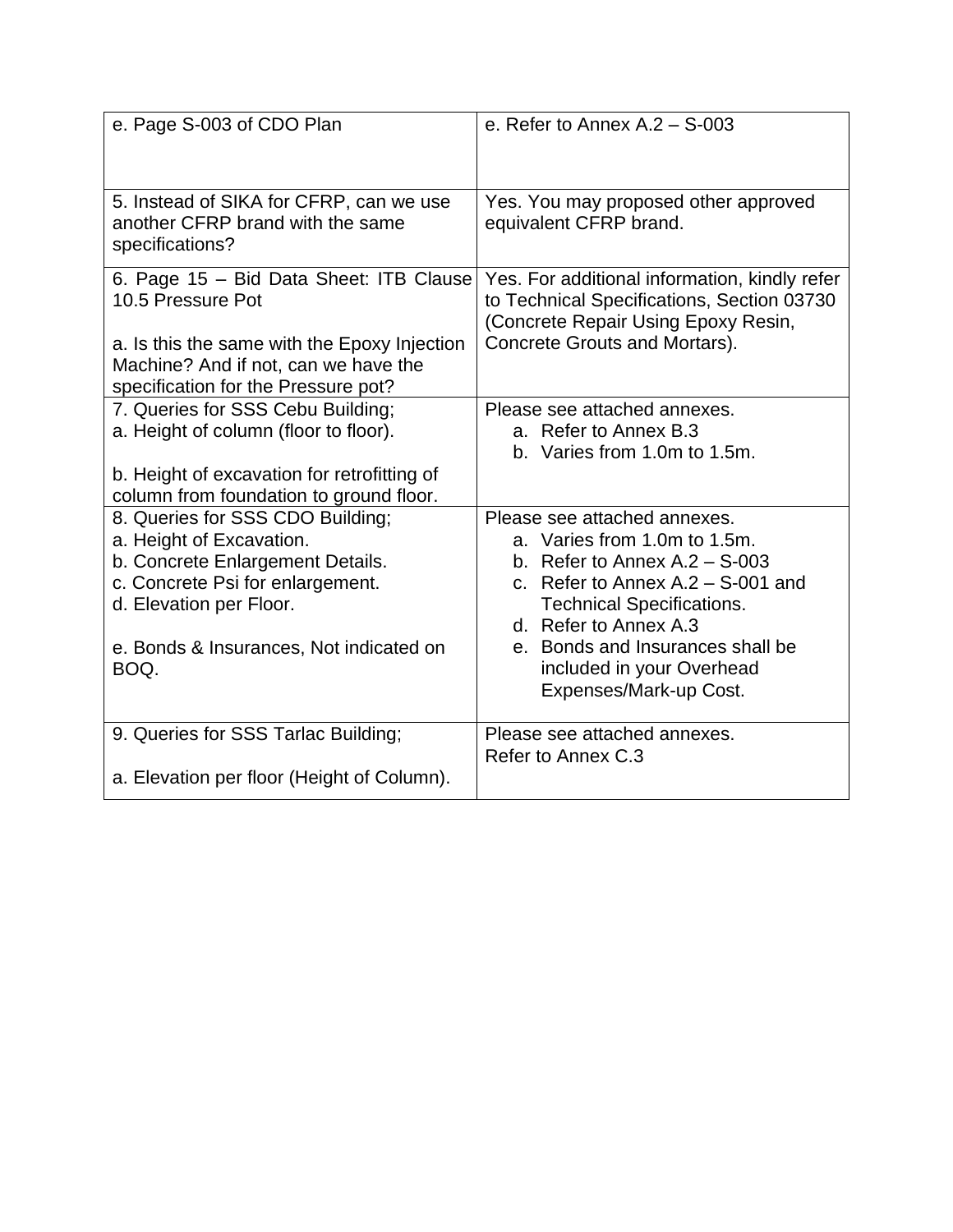| | |
|---|---|
| e. Page S-003 of CDO Plan | e. Refer to Annex A.2 – S-003 |
| 5. Instead of SIKA for CFRP, can we use another CFRP brand with the same specifications? | Yes. You may proposed other approved equivalent CFRP brand. |
| 6. Page 15 – Bid Data Sheet: ITB Clause 10.5 Pressure Pot<br><br>a. Is this the same with the Epoxy Injection Machine? And if not, can we have the specification for the Pressure pot? | Yes. For additional information, kindly refer to Technical Specifications, Section 03730 (Concrete Repair Using Epoxy Resin, Concrete Grouts and Mortars). |
| 7. Queries for SSS Cebu Building;<br>a. Height of column (floor to floor).<br><br>b. Height of excavation for retrofitting of column from foundation to ground floor. | Please see attached annexes.<br>a. Refer to Annex B.3<br>b. Varies from 1.0m to 1.5m. |
| 8. Queries for SSS CDO Building;<br>a. Height of Excavation.<br>b. Concrete Enlargement Details.<br>c. Concrete Psi for enlargement.<br>d. Elevation per Floor.<br><br>e. Bonds & Insurances, Not indicated on BOQ. | Please see attached annexes.<br>a. Varies from 1.0m to 1.5m.<br>b. Refer to Annex A.2 – S-003<br>c. Refer to Annex A.2 – S-001 and Technical Specifications.<br>d. Refer to Annex A.3<br>e. Bonds and Insurances shall be included in your Overhead Expenses/Mark-up Cost. |
| 9. Queries for SSS Tarlac Building;<br><br>a. Elevation per floor (Height of Column). | Please see attached annexes.<br>Refer to Annex C.3 |